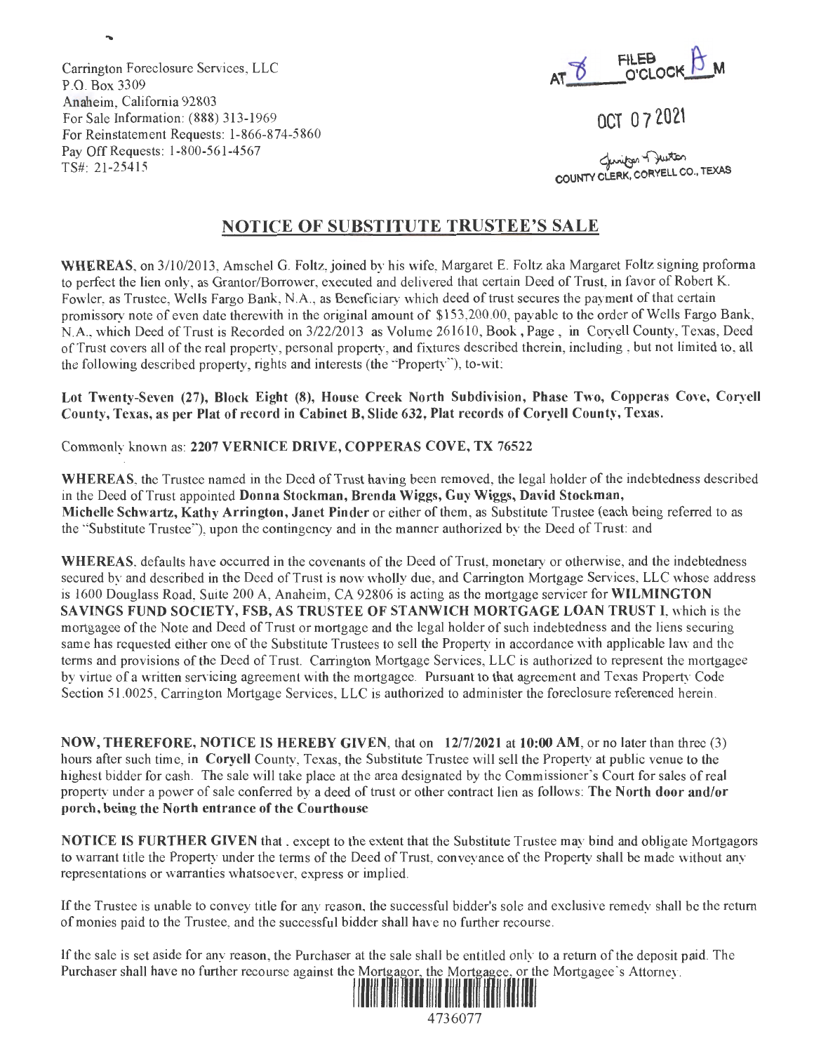Carrington Foreclosure Services, LLC
P.O. Box 3309
Anaheim, California 92803
For Sale Information: (888) 313-1969
For Reinstatement Requests: 1-866-874-5860
Pay Off Requests: 1-800-561-4567
TS#: 21-25415

FILED
AT 8 O'CLOCK A M

OCT 07 2021

Jennifer Hutton
COUNTY CLERK, CORYELL CO., TEXAS

# NOTICE OF SUBSTITUTE TRUSTEE'S SALE

**WHEREAS**, on 3/10/2013, Amschel G. Foltz, joined by his wife, Margaret E. Foltz aka Margaret Foltz signing proforma to perfect the lien only, as Grantor/Borrower, executed and delivered that certain Deed of Trust, in favor of Robert K. Fowler, as Trustee, Wells Fargo Bank, N.A., as Beneficiary which deed of trust secures the payment of that certain promissory note of even date therewith in the original amount of $153,200.00, payable to the order of Wells Fargo Bank, N.A., which Deed of Trust is Recorded on 3/22/2013 as Volume 261610, Book , Page , in Coryell County, Texas, Deed of Trust covers all of the real property, personal property, and fixtures described therein, including , but not limited to, all the following described property, rights and interests (the "Property"), to-wit:

**Lot Twenty-Seven (27), Block Eight (8), House Creek North Subdivision, Phase Two, Copperas Cove, Coryell County, Texas, as per Plat of record in Cabinet B, Slide 632, Plat records of Coryell County, Texas.**

Commonly known as: **2207 VERNICE DRIVE, COPPERAS COVE, TX 76522**

**WHEREAS**, the Trustee named in the Deed of Trust having been removed, the legal holder of the indebtedness described in the Deed of Trust appointed **Donna Stockman, Brenda Wiggs, Guy Wiggs, David Stockman, Michelle Schwartz, Kathy Arrington, Janet Pinder** or either of them, as Substitute Trustee (each being referred to as the "Substitute Trustee"), upon the contingency and in the manner authorized by the Deed of Trust: and

**WHEREAS**, defaults have occurred in the covenants of the Deed of Trust, monetary or otherwise, and the indebtedness secured by and described in the Deed of Trust is now wholly due, and Carrington Mortgage Services, LLC whose address is 1600 Douglass Road, Suite 200 A, Anaheim, CA 92806 is acting as the mortgage servicer for **WILMINGTON SAVINGS FUND SOCIETY, FSB, AS TRUSTEE OF STANWICH MORTGAGE LOAN TRUST I**, which is the mortgagee of the Note and Deed of Trust or mortgage and the legal holder of such indebtedness and the liens securing same has requested either one of the Substitute Trustees to sell the Property in accordance with applicable law and the terms and provisions of the Deed of Trust. Carrington Mortgage Services, LLC is authorized to represent the mortgagee by virtue of a written servicing agreement with the mortgagee. Pursuant to that agreement and Texas Property Code Section 51.0025, Carrington Mortgage Services, LLC is authorized to administer the foreclosure referenced herein.

**NOW, THEREFORE, NOTICE IS HEREBY GIVEN**, that on **12/7/2021 at 10:00 AM**, or no later than three (3) hours after such time, in **Coryell** County, Texas, the Substitute Trustee will sell the Property at public venue to the highest bidder for cash. The sale will take place at the area designated by the Commissioner's Court for sales of real property under a power of sale conferred by a deed of trust or other contract lien as follows: **The North door and/or porch, being the North entrance of the Courthouse**

**NOTICE IS FURTHER GIVEN** that , except to the extent that the Substitute Trustee may bind and obligate Mortgagors to warrant title the Property under the terms of the Deed of Trust, conveyance of the Property shall be made without any representations or warranties whatsoever, express or implied.

If the Trustee is unable to convey title for any reason, the successful bidder's sole and exclusive remedy shall be the return of monies paid to the Trustee, and the successful bidder shall have no further recourse.

If the sale is set aside for any reason, the Purchaser at the sale shall be entitled only to a return of the deposit paid. The Purchaser shall have no further recourse against the Mortgagor, the Mortgagee, or the Mortgagee's Attorney.

4736077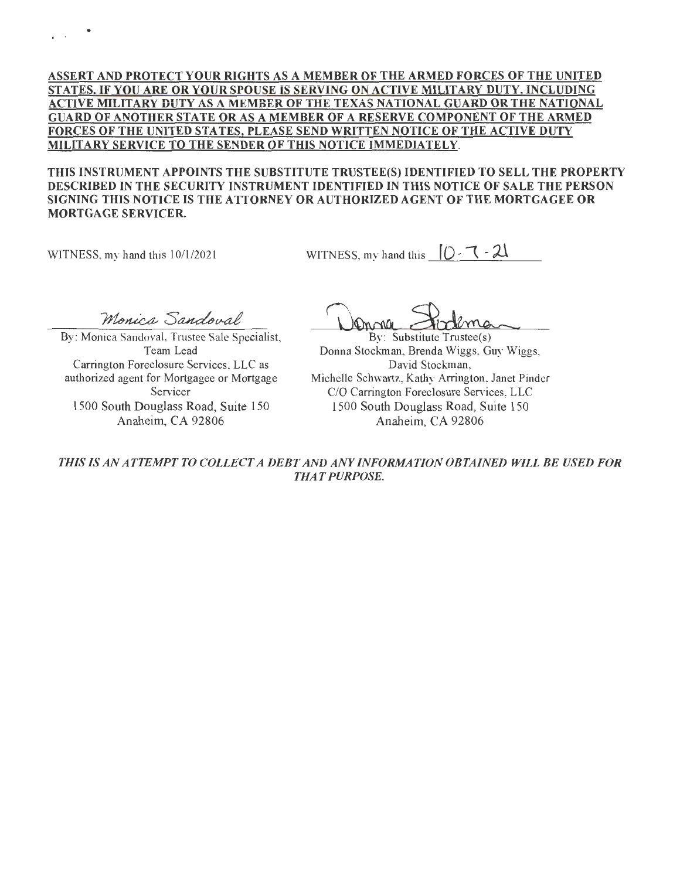**ASSERT AND PROTECT YOUR RIGHTS AS A MEMBER OF THE ARMED FORCES OF THE UNITED STATES. IF YOU ARE OR YOUR SPOUSE IS SERVING ON ACTIVE MILITARY DUTY, INCLUDING ACTIVE MILITARY DUTY AS A MEMBER OF THE TEXAS NATIONAL GUARD OR THE NATIONAL GUARD OF ANOTHER STATE OR AS A MEMBER OF A RESERVE COMPONENT OF THE ARMED FORCES OF THE UNITED STATES, PLEASE SEND WRITTEN NOTICE OF THE ACTIVE DUTY MILITARY SERVICE TO THE SENDER OF THIS NOTICE IMMEDIATELY.**

**THIS INSTRUMENT APPOINTS THE SUBSTITUTE TRUSTEE(S) IDENTIFIED TO SELL THE PROPERTY DESCRIBED IN THE SECURITY INSTRUMENT IDENTIFIED IN THIS NOTICE OF SALE THE PERSON SIGNING THIS NOTICE IS THE ATTORNEY OR AUTHORIZED AGENT OF THE MORTGAGEE OR MORTGAGE SERVICER.**

WITNESS, my hand this 10/1/2021

Monica Sandoval

By: Monica Sandoval, Trustee Sale Specialist, Team Lead
Carrington Foreclosure Services, LLC as authorized agent for Mortgagee or Mortgage Servicer
1500 South Douglass Road, Suite 150
Anaheim, CA 92806

WITNESS, my hand this 10-7-21

Donna Stockman

By: Substitute Trustee(s)
Donna Stockman, Brenda Wiggs, Guy Wiggs, David Stockman, Michelle Schwartz, Kathy Arrington, Janet Pinder
C/O Carrington Foreclosure Services, LLC
1500 South Douglass Road, Suite 150
Anaheim, CA 92806

*THIS IS AN ATTEMPT TO COLLECT A DEBT AND ANY INFORMATION OBTAINED WILL BE USED FOR THAT PURPOSE.*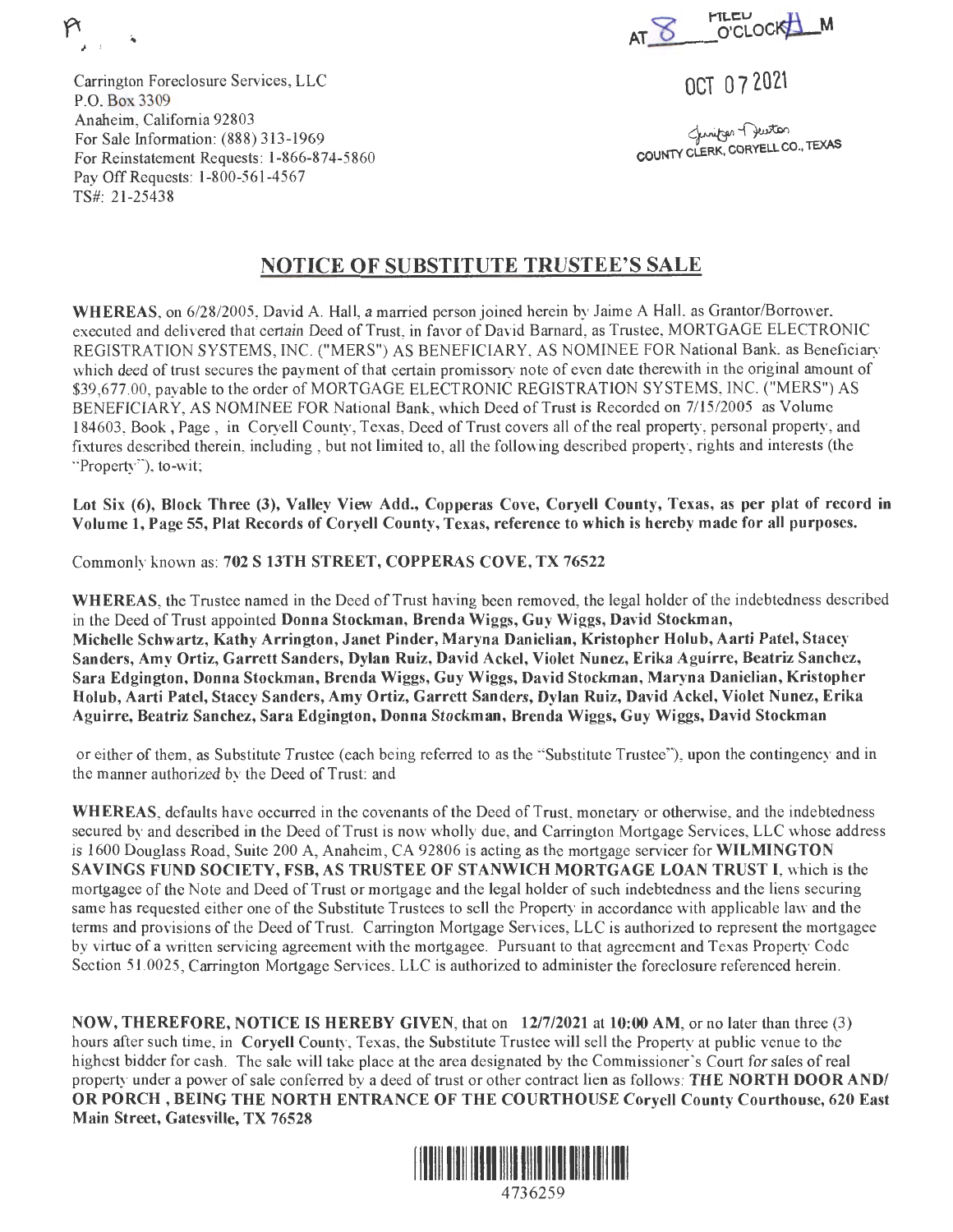Carrington Foreclosure Services, LLC
P.O. Box 3309
Anaheim, California 92803
For Sale Information: (888) 313-1969
For Reinstatement Requests: 1-866-874-5860
Pay Off Requests: 1-800-561-4567
TS#: 21-25438

FILED
AT 8 O'CLOCK A M

OCT 07 2021

Jennifer Dueston
COUNTY CLERK, CORYELL CO., TEXAS

## NOTICE OF SUBSTITUTE TRUSTEE'S SALE

**WHEREAS**, on 6/28/2005, David A. Hall, a married person joined herein by Jaime A Hall, as Grantor/Borrower, executed and delivered that certain Deed of Trust, in favor of David Barnard, as Trustee, MORTGAGE ELECTRONIC REGISTRATION SYSTEMS, INC. ("MERS") AS BENEFICIARY, AS NOMINEE FOR National Bank. as Beneficiary which deed of trust secures the payment of that certain promissory note of even date therewith in the original amount of $39,677.00, payable to the order of MORTGAGE ELECTRONIC REGISTRATION SYSTEMS, INC. ("MERS") AS BENEFICIARY, AS NOMINEE FOR National Bank, which Deed of Trust is Recorded on 7/15/2005 as Volume 184603, Book , Page , in Coryell County, Texas, Deed of Trust covers all of the real property, personal property, and fixtures described therein, including , but not limited to, all the following described property, rights and interests (the "Property"), to-wit;

**Lot Six (6), Block Three (3), Valley View Add., Copperas Cove, Coryell County, Texas, as per plat of record in Volume 1, Page 55, Plat Records of Coryell County, Texas, reference to which is hereby made for all purposes.**

Commonly known as: **702 S 13TH STREET, COPPERAS COVE, TX 76522**

**WHEREAS**, the Trustee named in the Deed of Trust having been removed, the legal holder of the indebtedness described in the Deed of Trust appointed **Donna Stockman, Brenda Wiggs, Guy Wiggs, David Stockman, Michelle Schwartz, Kathy Arrington, Janet Pinder, Maryna Danielian, Kristopher Holub, Aarti Patel, Stacey Sanders, Amy Ortiz, Garrett Sanders, Dylan Ruiz, David Ackel, Violet Nunez, Erika Aguirre, Beatriz Sanchez, Sara Edgington, Donna Stockman, Brenda Wiggs, Guy Wiggs, David Stockman, Maryna Danielian, Kristopher Holub, Aarti Patel, Stacey Sanders, Amy Ortiz, Garrett Sanders, Dylan Ruiz, David Ackel, Violet Nunez, Erika Aguirre, Beatriz Sanchez, Sara Edgington, Donna Stockman, Brenda Wiggs, Guy Wiggs, David Stockman**

or either of them, as Substitute Trustee (each being referred to as the "Substitute Trustee"), upon the contingency and in the manner authorized by the Deed of Trust: and

**WHEREAS**, defaults have occurred in the covenants of the Deed of Trust, monetary or otherwise, and the indebtedness secured by and described in the Deed of Trust is now wholly due, and Carrington Mortgage Services, LLC whose address is 1600 Douglass Road, Suite 200 A, Anaheim, CA 92806 is acting as the mortgage servicer for **WILMINGTON SAVINGS FUND SOCIETY, FSB, AS TRUSTEE OF STANWICH MORTGAGE LOAN TRUST I**, which is the mortgagee of the Note and Deed of Trust or mortgage and the legal holder of such indebtedness and the liens securing same has requested either one of the Substitute Trustees to sell the Property in accordance with applicable law and the terms and provisions of the Deed of Trust. Carrington Mortgage Services, LLC is authorized to represent the mortgagee by virtue of a written servicing agreement with the mortgagee. Pursuant to that agreement and Texas Property Code Section 51.0025, Carrington Mortgage Services, LLC is authorized to administer the foreclosure referenced herein.

**NOW, THEREFORE, NOTICE IS HEREBY GIVEN**, that on **12/7/2021** at **10:00 AM**, or no later than three (3) hours after such time, in **Coryell County**, Texas, the Substitute Trustee will sell the Property at public venue to the highest bidder for cash. The sale will take place at the area designated by the Commissioner's Court for sales of real property under a power of sale conferred by a deed of trust or other contract lien as follows: **THE NORTH DOOR AND/OR PORCH , BEING THE NORTH ENTRANCE OF THE COURTHOUSE Coryell County Courthouse, 620 East Main Street, Gatesville, TX 76528**

4736259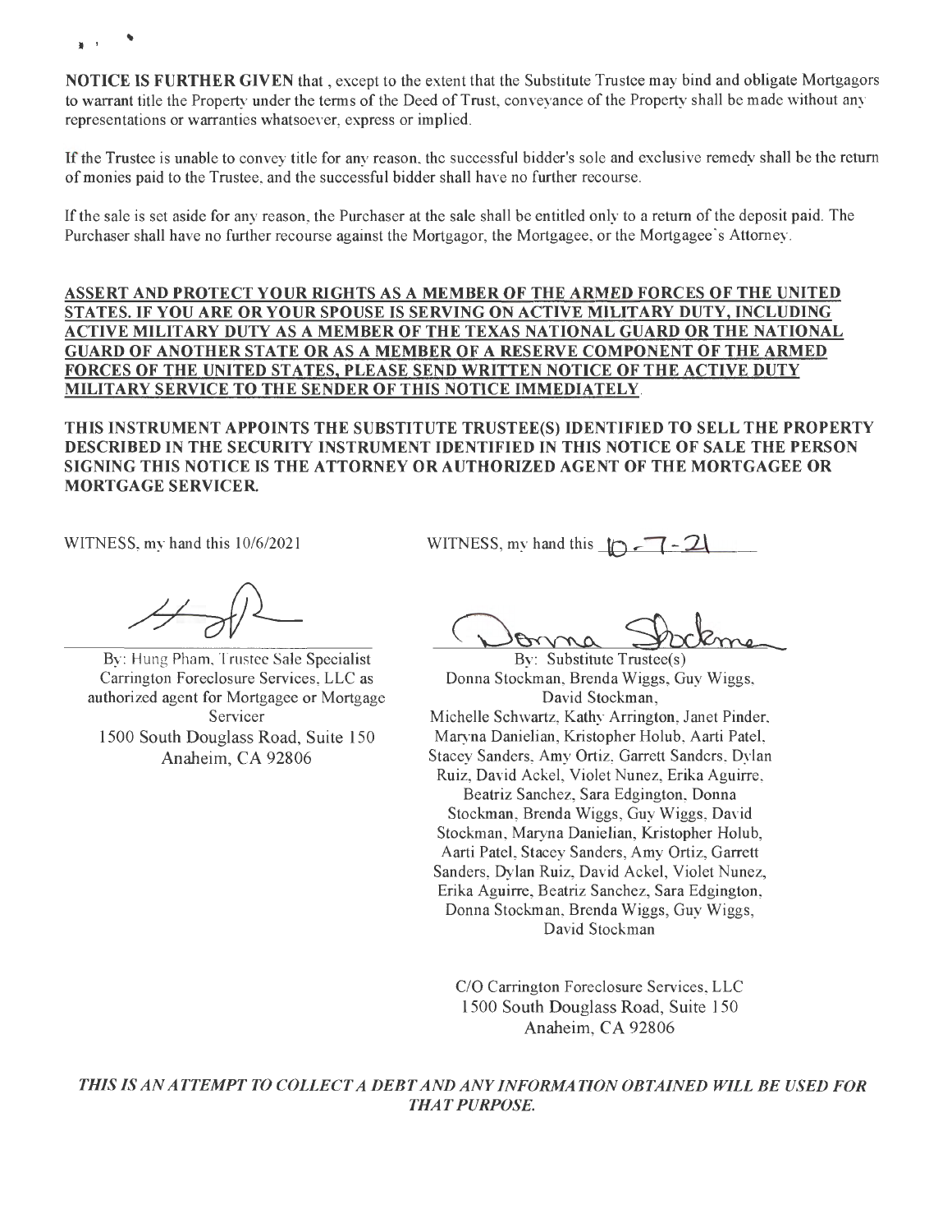**NOTICE IS FURTHER GIVEN** that , except to the extent that the Substitute Trustee may bind and obligate Mortgagors to warrant title the Property under the terms of the Deed of Trust, conveyance of the Property shall be made without any representations or warranties whatsoever, express or implied.

If the Trustee is unable to convey title for any reason, the successful bidder's sole and exclusive remedy shall be the return of monies paid to the Trustee, and the successful bidder shall have no further recourse.

If the sale is set aside for any reason, the Purchaser at the sale shall be entitled only to a return of the deposit paid. The Purchaser shall have no further recourse against the Mortgagor, the Mortgagee, or the Mortgagee's Attorney.

**ASSERT AND PROTECT YOUR RIGHTS AS A MEMBER OF THE ARMED FORCES OF THE UNITED STATES. IF YOU ARE OR YOUR SPOUSE IS SERVING ON ACTIVE MILITARY DUTY, INCLUDING ACTIVE MILITARY DUTY AS A MEMBER OF THE TEXAS NATIONAL GUARD OR THE NATIONAL GUARD OF ANOTHER STATE OR AS A MEMBER OF A RESERVE COMPONENT OF THE ARMED FORCES OF THE UNITED STATES, PLEASE SEND WRITTEN NOTICE OF THE ACTIVE DUTY MILITARY SERVICE TO THE SENDER OF THIS NOTICE IMMEDIATELY.**

**THIS INSTRUMENT APPOINTS THE SUBSTITUTE TRUSTEE(S) IDENTIFIED TO SELL THE PROPERTY DESCRIBED IN THE SECURITY INSTRUMENT IDENTIFIED IN THIS NOTICE OF SALE THE PERSON SIGNING THIS NOTICE IS THE ATTORNEY OR AUTHORIZED AGENT OF THE MORTGAGEE OR MORTGAGE SERVICER.**

WITNESS, my hand this 10/6/2021

By: Hung Pham, Trustee Sale Specialist
Carrington Foreclosure Services, LLC as authorized agent for Mortgagee or Mortgage Servicer
1500 South Douglass Road, Suite 150
Anaheim, CA 92806

WITNESS, my hand this 10-7-21

By: Substitute Trustee(s)
Donna Stockman, Brenda Wiggs, Guy Wiggs, David Stockman,
Michelle Schwartz, Kathy Arrington, Janet Pinder, Maryna Danielian, Kristopher Holub, Aarti Patel, Stacey Sanders, Amy Ortiz, Garrett Sanders, Dylan Ruiz, David Ackel, Violet Nunez, Erika Aguirre, Beatriz Sanchez, Sara Edgington, Donna Stockman, Brenda Wiggs, Guy Wiggs, David Stockman, Maryna Danielian, Kristopher Holub, Aarti Patel, Stacey Sanders, Amy Ortiz, Garrett Sanders, Dylan Ruiz, David Ackel, Violet Nunez, Erika Aguirre, Beatriz Sanchez, Sara Edgington, Donna Stockman, Brenda Wiggs, Guy Wiggs, David Stockman

C/O Carrington Foreclosure Services, LLC
1500 South Douglass Road, Suite 150
Anaheim, CA 92806

***THIS IS AN ATTEMPT TO COLLECT A DEBT AND ANY INFORMATION OBTAINED WILL BE USED FOR THAT PURPOSE.***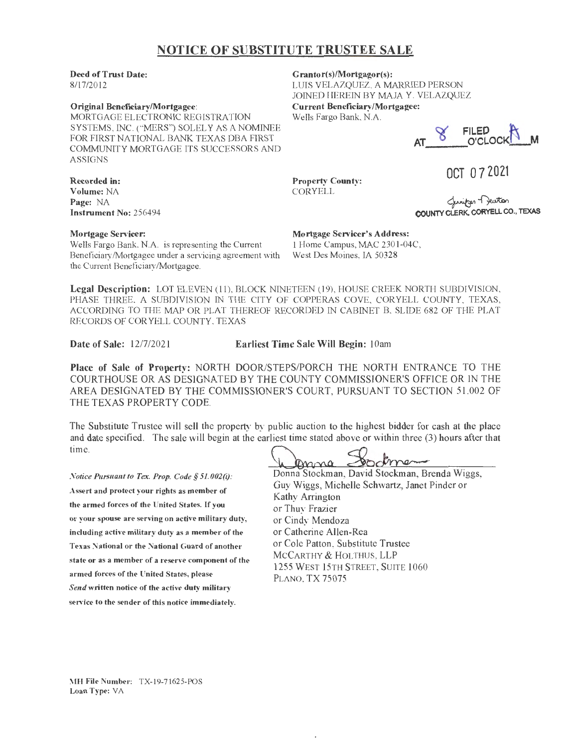# NOTICE OF SUBSTITUTE TRUSTEE SALE

**Deed of Trust Date:**
8/17/2012

**Grantor(s)/Mortgagor(s):**
LUIS VELAZQUEZ, A MARRIED PERSON JOINED HEREIN BY MAJA Y. VELAZQUEZ

**Original Beneficiary/Mortgagee:**
MORTGAGE ELECTRONIC REGISTRATION SYSTEMS, INC. ("MERS") SOLELY AS A NOMINEE FOR FIRST NATIONAL BANK TEXAS DBA FIRST COMMUNITY MORTGAGE ITS SUCCESSORS AND ASSIGNS

**Current Beneficiary/Mortgagee:**
Wells Fargo Bank, N.A.

FILED AT 8 O'CLOCK A M

OCT 07 2021

Jennifer Newton
COUNTY CLERK, CORYELL CO., TEXAS

**Recorded in:**
**Volume:** NA
**Page:** NA
**Instrument No:** 256494

**Property County:**
CORYELL

**Mortgage Servicer:**
Wells Fargo Bank, N.A. is representing the Current Beneficiary/Mortgagee under a servicing agreement with the Current Beneficiary/Mortgagee.

**Mortgage Servicer's Address:**
1 Home Campus, MAC 2301-04C, West Des Moines, IA 50328

**Legal Description:** LOT ELEVEN (11), BLOCK NINETEEN (19), HOUSE CREEK NORTH SUBDIVISION, PHASE THREE, A SUBDIVISION IN THE CITY OF COPPERAS COVE, CORYELL COUNTY, TEXAS, ACCORDING TO THE MAP OR PLAT THEREOF RECORDED IN CABINET B, SLIDE 682 OF THE PLAT RECORDS OF CORYELL COUNTY, TEXAS

**Date of Sale:** 12/7/2021 **Earliest Time Sale Will Begin:** 10am

**Place of Sale of Property:** NORTH DOOR/STEPS/PORCH THE NORTH ENTRANCE TO THE COURTHOUSE OR AS DESIGNATED BY THE COUNTY COMMISSIONER'S OFFICE OR IN THE AREA DESIGNATED BY THE COMMISSIONER'S COURT, PURSUANT TO SECTION 51.002 OF THE TEXAS PROPERTY CODE.

The Substitute Trustee will sell the property by public auction to the highest bidder for cash at the place and date specified. The sale will begin at the earliest time stated above or within three (3) hours after that time.

*Notice Pursuant to Tex. Prop. Code § 51.002(i):*
**Assert and protect your rights as member of the armed forces of the United States. If you or your spouse are serving on active military duty, including active military duty as a member of the Texas National or the National Guard of another state or as a member of a reserve component of the armed forces of the United States, please *Send* written notice of the active duty military service to the sender of this notice immediately.**

Donna Stockman

Donna Stockman, David Stockman, Brenda Wiggs, Guy Wiggs, Michelle Schwartz, Janet Pinder or Kathy Arrington
or Thuy Frazier
or Cindy Mendoza
or Catherine Allen-Rea
or Cole Patton, Substitute Trustee
MCCARTHY & HOLTHUS, LLP
1255 WEST 15TH STREET, SUITE 1060
PLANO, TX 75075

**MH File Number:** TX-19-71625-POS
**Loan Type:** VA